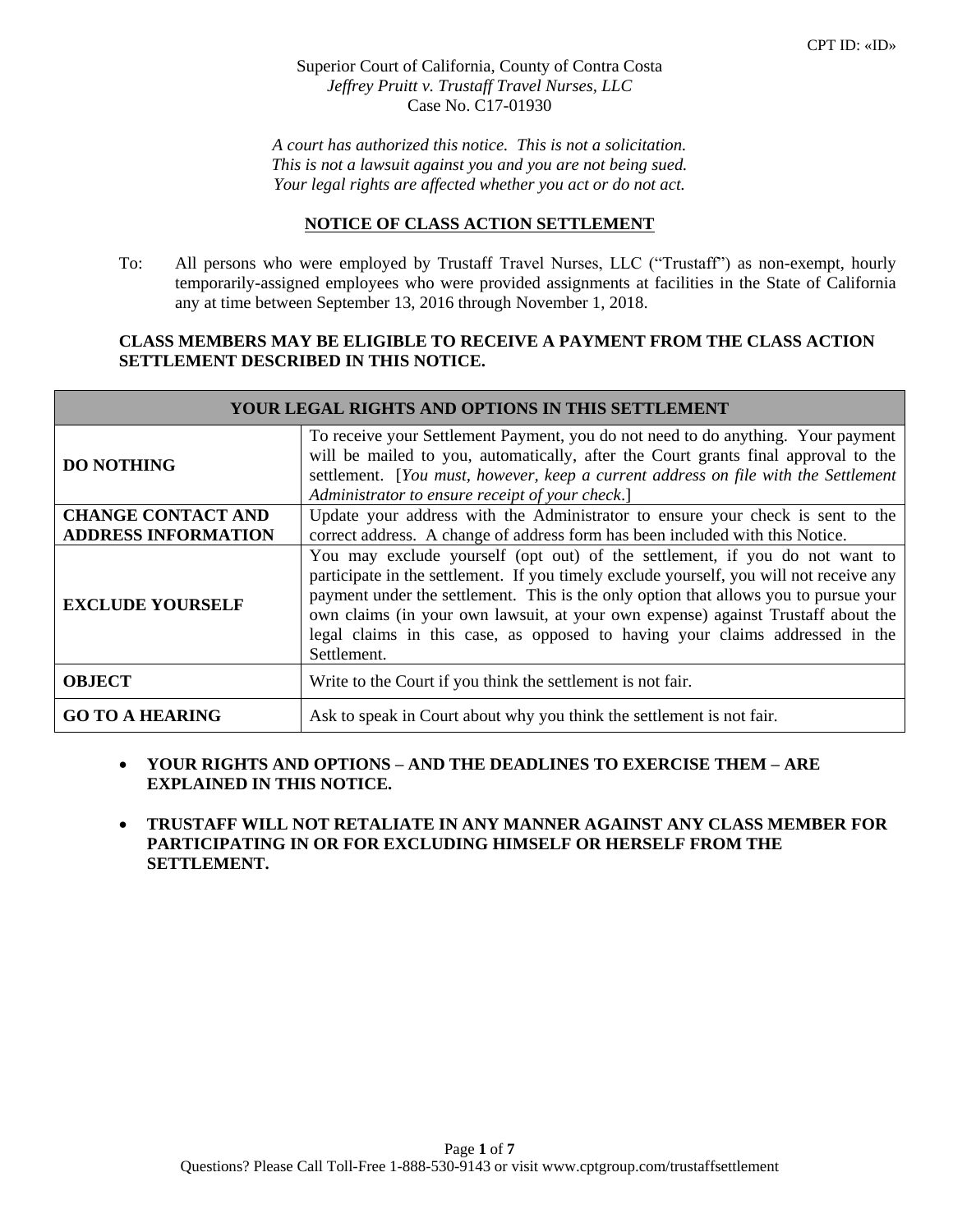CPT ID: «ID»

Superior Court of California, County of Contra Costa
*Jeffrey Pruitt v. Trustaff Travel Nurses, LLC*
Case No. C17-01930

*A court has authorized this notice. This is not a solicitation.*
*This is not a lawsuit against you and you are not being sued.*
*Your legal rights are affected whether you act or do not act.*

# NOTICE OF CLASS ACTION SETTLEMENT

To: All persons who were employed by Trustaff Travel Nurses, LLC ("Trustaff") as non-exempt, hourly temporarily-assigned employees who were provided assignments at facilities in the State of California any at time between September 13, 2016 through November 1, 2018.

**CLASS MEMBERS MAY BE ELIGIBLE TO RECEIVE A PAYMENT FROM THE CLASS ACTION SETTLEMENT DESCRIBED IN THIS NOTICE.**

| YOUR LEGAL RIGHTS AND OPTIONS IN THIS SETTLEMENT | |
|---|---|
| **DO NOTHING** | To receive your Settlement Payment, you do not need to do anything. Your payment will be mailed to you, automatically, after the Court grants final approval to the settlement. [*You must, however, keep a current address on file with the Settlement Administrator to ensure receipt of your check*.] |
| **CHANGE CONTACT AND ADDRESS INFORMATION** | Update your address with the Administrator to ensure your check is sent to the correct address. A change of address form has been included with this Notice. |
| **EXCLUDE YOURSELF** | You may exclude yourself (opt out) of the settlement, if you do not want to participate in the settlement. If you timely exclude yourself, you will not receive any payment under the settlement. This is the only option that allows you to pursue your own claims (in your own lawsuit, at your own expense) against Trustaff about the legal claims in this case, as opposed to having your claims addressed in the Settlement. |
| **OBJECT** | Write to the Court if you think the settlement is not fair. |
| **GO TO A HEARING** | Ask to speak in Court about why you think the settlement is not fair. |

- **YOUR RIGHTS AND OPTIONS – AND THE DEADLINES TO EXERCISE THEM – ARE EXPLAINED IN THIS NOTICE.**
- **TRUSTAFF WILL NOT RETALIATE IN ANY MANNER AGAINST ANY CLASS MEMBER FOR PARTICIPATING IN OR FOR EXCLUDING HIMSELF OR HERSELF FROM THE SETTLEMENT.**

Questions? Please Call Toll-Free 1-888-530-9143 or visit www.cptgroup.com/trustaffsettlement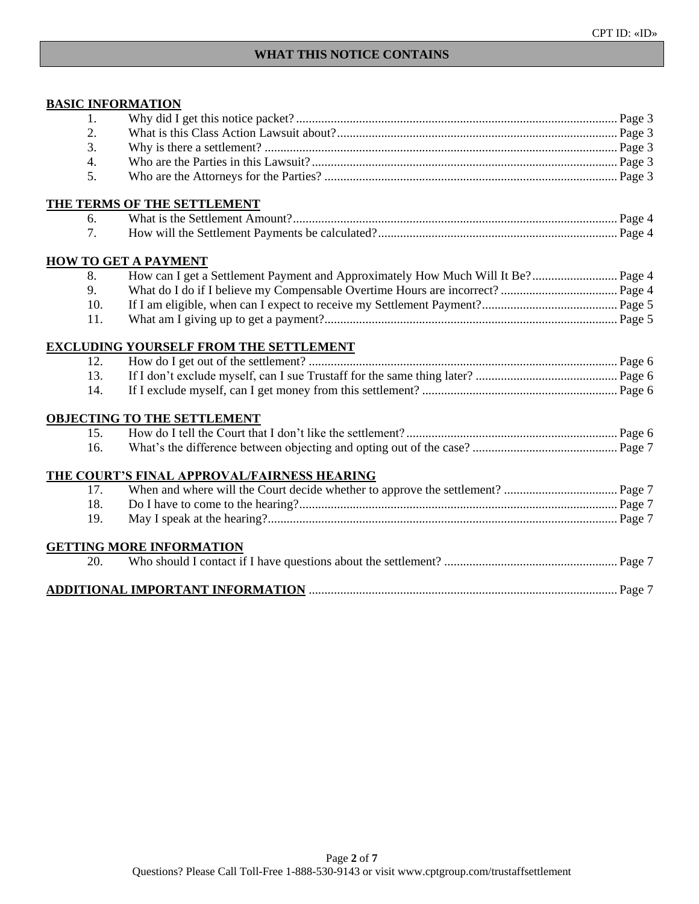# WHAT THIS NOTICE CONTAINS

**BASIC INFORMATION**

1. Why did I get this notice packet? ..... Page 3
2. What is this Class Action Lawsuit about? ..... Page 3
3. Why is there a settlement? ..... Page 3
4. Who are the Parties in this Lawsuit? ..... Page 3
5. Who are the Attorneys for the Parties? ..... Page 3

**THE TERMS OF THE SETTLEMENT**

6. What is the Settlement Amount? ..... Page 4
7. How will the Settlement Payments be calculated? ..... Page 4

**HOW TO GET A PAYMENT**

8. How can I get a Settlement Payment and Approximately How Much Will It Be? ..... Page 4
9. What do I do if I believe my Compensable Overtime Hours are incorrect? ..... Page 4
10. If I am eligible, when can I expect to receive my Settlement Payment? ..... Page 5
11. What am I giving up to get a payment? ..... Page 5

**EXCLUDING YOURSELF FROM THE SETTLEMENT**

12. How do I get out of the settlement? ..... Page 6
13. If I don't exclude myself, can I sue Trustaff for the same thing later? ..... Page 6
14. If I exclude myself, can I get money from this settlement? ..... Page 6

**OBJECTING TO THE SETTLEMENT**

15. How do I tell the Court that I don't like the settlement? ..... Page 6
16. What's the difference between objecting and opting out of the case? ..... Page 7

**THE COURT'S FINAL APPROVAL/FAIRNESS HEARING**

17. When and where will the Court decide whether to approve the settlement? ..... Page 7
18. Do I have to come to the hearing? ..... Page 7
19. May I speak at the hearing? ..... Page 7

**GETTING MORE INFORMATION**

20. Who should I contact if I have questions about the settlement? ..... Page 7

**ADDITIONAL IMPORTANT INFORMATION** ..... Page 7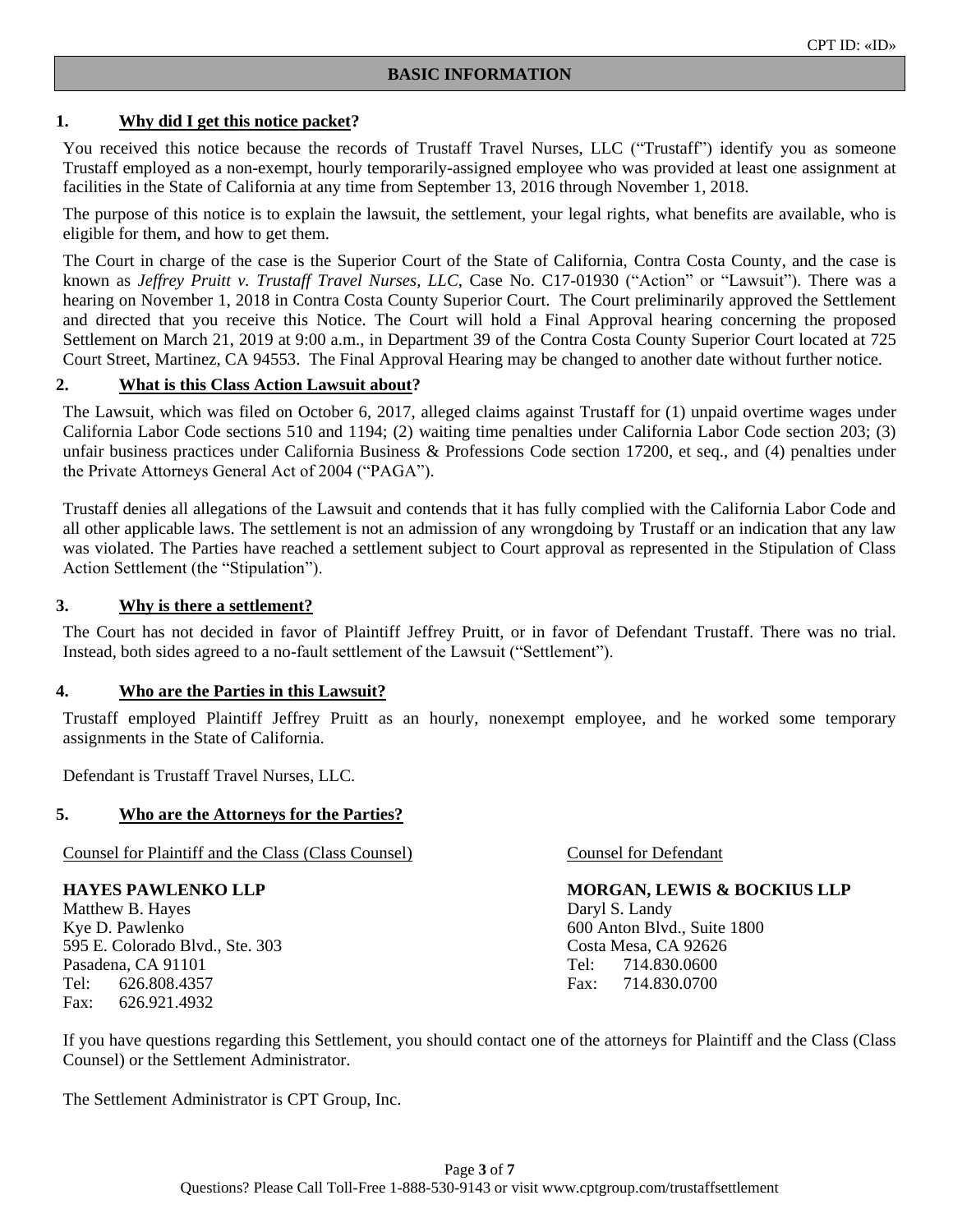CPT ID: «ID»

## BASIC INFORMATION

### 1. Why did I get this notice packet?

You received this notice because the records of Trustaff Travel Nurses, LLC ("Trustaff") identify you as someone Trustaff employed as a non-exempt, hourly temporarily-assigned employee who was provided at least one assignment at facilities in the State of California at any time from September 13, 2016 through November 1, 2018.

The purpose of this notice is to explain the lawsuit, the settlement, your legal rights, what benefits are available, who is eligible for them, and how to get them.

The Court in charge of the case is the Superior Court of the State of California, Contra Costa County, and the case is known as *Jeffrey Pruitt v. Trustaff Travel Nurses, LLC*, Case No. C17-01930 ("Action" or "Lawsuit"). There was a hearing on November 1, 2018 in Contra Costa County Superior Court. The Court preliminarily approved the Settlement and directed that you receive this Notice. The Court will hold a Final Approval hearing concerning the proposed Settlement on March 21, 2019 at 9:00 a.m., in Department 39 of the Contra Costa County Superior Court located at 725 Court Street, Martinez, CA 94553. The Final Approval Hearing may be changed to another date without further notice.

### 2. What is this Class Action Lawsuit about?

The Lawsuit, which was filed on October 6, 2017, alleged claims against Trustaff for (1) unpaid overtime wages under California Labor Code sections 510 and 1194; (2) waiting time penalties under California Labor Code section 203; (3) unfair business practices under California Business & Professions Code section 17200, et seq., and (4) penalties under the Private Attorneys General Act of 2004 ("PAGA").

Trustaff denies all allegations of the Lawsuit and contends that it has fully complied with the California Labor Code and all other applicable laws. The settlement is not an admission of any wrongdoing by Trustaff or an indication that any law was violated. The Parties have reached a settlement subject to Court approval as represented in the Stipulation of Class Action Settlement (the "Stipulation").

### 3. Why is there a settlement?

The Court has not decided in favor of Plaintiff Jeffrey Pruitt, or in favor of Defendant Trustaff. There was no trial. Instead, both sides agreed to a no-fault settlement of the Lawsuit ("Settlement").

### 4. Who are the Parties in this Lawsuit?

Trustaff employed Plaintiff Jeffrey Pruitt as an hourly, nonexempt employee, and he worked some temporary assignments in the State of California.

Defendant is Trustaff Travel Nurses, LLC.

### 5. Who are the Attorneys for the Parties?

Counsel for Plaintiff and the Class (Class Counsel)

**HAYES PAWLENKO LLP**
Matthew B. Hayes
Kye D. Pawlenko
595 E. Colorado Blvd., Ste. 303
Pasadena, CA 91101
Tel: 626.808.4357
Fax: 626.921.4932

Counsel for Defendant

**MORGAN, LEWIS & BOCKIUS LLP**
Daryl S. Landy
600 Anton Blvd., Suite 1800
Costa Mesa, CA 92626
Tel: 714.830.0600
Fax: 714.830.0700

If you have questions regarding this Settlement, you should contact one of the attorneys for Plaintiff and the Class (Class Counsel) or the Settlement Administrator.

The Settlement Administrator is CPT Group, Inc.

Questions? Please Call Toll-Free 1-888-530-9143 or visit www.cptgroup.com/trustaffsettlement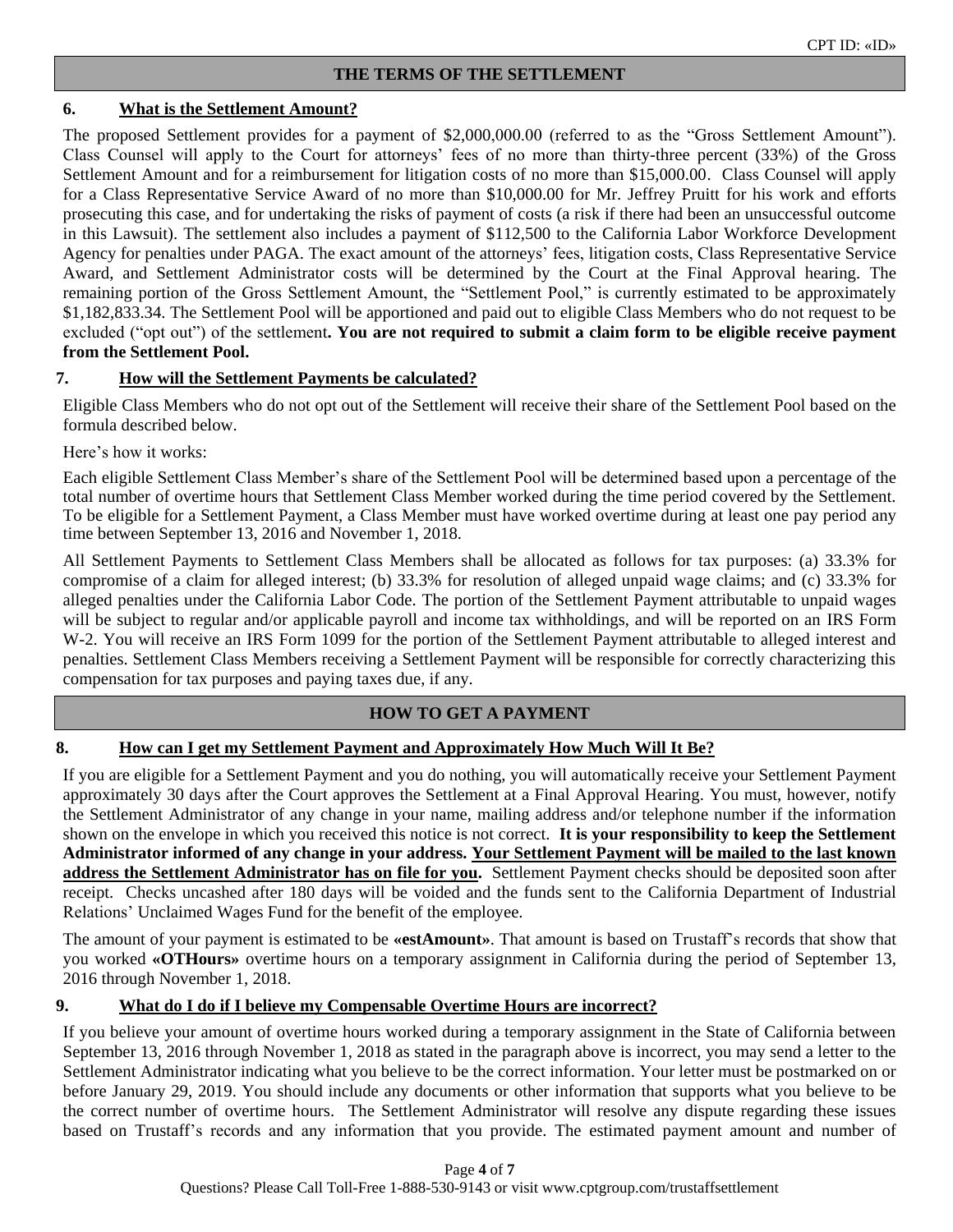## THE TERMS OF THE SETTLEMENT

### 6. What is the Settlement Amount?

The proposed Settlement provides for a payment of $2,000,000.00 (referred to as the "Gross Settlement Amount"). Class Counsel will apply to the Court for attorneys' fees of no more than thirty-three percent (33%) of the Gross Settlement Amount and for a reimbursement for litigation costs of no more than $15,000.00. Class Counsel will apply for a Class Representative Service Award of no more than $10,000.00 for Mr. Jeffrey Pruitt for his work and efforts prosecuting this case, and for undertaking the risks of payment of costs (a risk if there had been an unsuccessful outcome in this Lawsuit). The settlement also includes a payment of $112,500 to the California Labor Workforce Development Agency for penalties under PAGA. The exact amount of the attorneys' fees, litigation costs, Class Representative Service Award, and Settlement Administrator costs will be determined by the Court at the Final Approval hearing. The remaining portion of the Gross Settlement Amount, the "Settlement Pool," is currently estimated to be approximately $1,182,833.34. The Settlement Pool will be apportioned and paid out to eligible Class Members who do not request to be excluded ("opt out") of the settlement**. You are not required to submit a claim form to be eligible receive payment from the Settlement Pool.**

### 7. How will the Settlement Payments be calculated?

Eligible Class Members who do not opt out of the Settlement will receive their share of the Settlement Pool based on the formula described below.

Here's how it works:

Each eligible Settlement Class Member's share of the Settlement Pool will be determined based upon a percentage of the total number of overtime hours that Settlement Class Member worked during the time period covered by the Settlement. To be eligible for a Settlement Payment, a Class Member must have worked overtime during at least one pay period any time between September 13, 2016 and November 1, 2018.

All Settlement Payments to Settlement Class Members shall be allocated as follows for tax purposes: (a) 33.3% for compromise of a claim for alleged interest; (b) 33.3% for resolution of alleged unpaid wage claims; and (c) 33.3% for alleged penalties under the California Labor Code. The portion of the Settlement Payment attributable to unpaid wages will be subject to regular and/or applicable payroll and income tax withholdings, and will be reported on an IRS Form W-2. You will receive an IRS Form 1099 for the portion of the Settlement Payment attributable to alleged interest and penalties. Settlement Class Members receiving a Settlement Payment will be responsible for correctly characterizing this compensation for tax purposes and paying taxes due, if any.

## HOW TO GET A PAYMENT

### 8. How can I get my Settlement Payment and Approximately How Much Will It Be?

If you are eligible for a Settlement Payment and you do nothing, you will automatically receive your Settlement Payment approximately 30 days after the Court approves the Settlement at a Final Approval Hearing. You must, however, notify the Settlement Administrator of any change in your name, mailing address and/or telephone number if the information shown on the envelope in which you received this notice is not correct. **It is your responsibility to keep the Settlement Administrator informed of any change in your address. Your Settlement Payment will be mailed to the last known address the Settlement Administrator has on file for you.** Settlement Payment checks should be deposited soon after receipt. Checks uncashed after 180 days will be voided and the funds sent to the California Department of Industrial Relations' Unclaimed Wages Fund for the benefit of the employee.

The amount of your payment is estimated to be **«estAmount»**. That amount is based on Trustaff's records that show that you worked **«OTHours»** overtime hours on a temporary assignment in California during the period of September 13, 2016 through November 1, 2018.

### 9. What do I do if I believe my Compensable Overtime Hours are incorrect?

If you believe your amount of overtime hours worked during a temporary assignment in the State of California between September 13, 2016 through November 1, 2018 as stated in the paragraph above is incorrect, you may send a letter to the Settlement Administrator indicating what you believe to be the correct information. Your letter must be postmarked on or before January 29, 2019. You should include any documents or other information that supports what you believe to be the correct number of overtime hours. The Settlement Administrator will resolve any dispute regarding these issues based on Trustaff's records and any information that you provide. The estimated payment amount and number of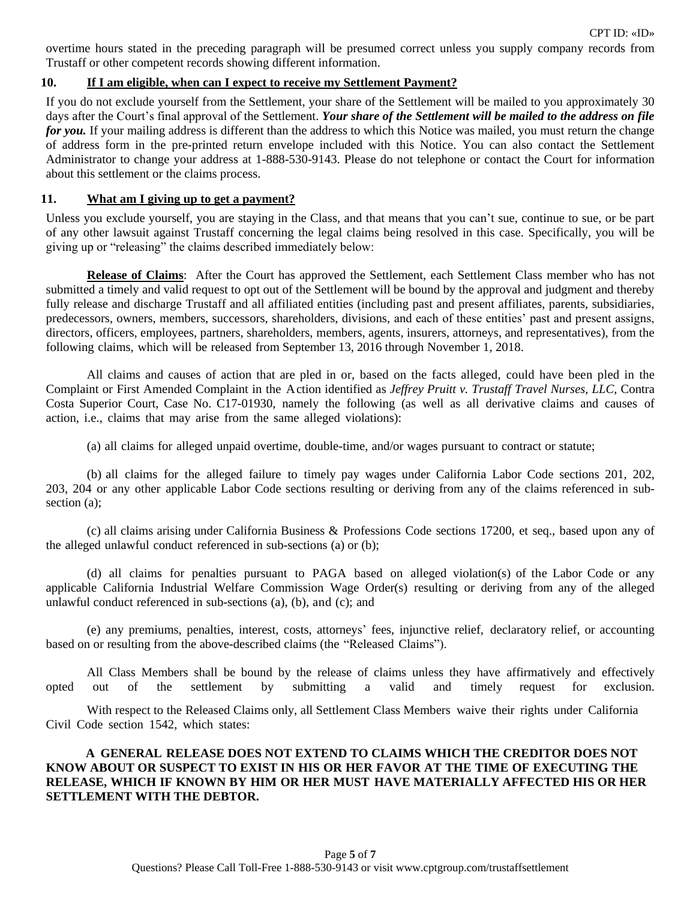overtime hours stated in the preceding paragraph will be presumed correct unless you supply company records from Trustaff or other competent records showing different information.

## 10. If I am eligible, when can I expect to receive my Settlement Payment?

If you do not exclude yourself from the Settlement, your share of the Settlement will be mailed to you approximately 30 days after the Court's final approval of the Settlement. ***Your share of the Settlement will be mailed to the address on file for you.*** If your mailing address is different than the address to which this Notice was mailed, you must return the change of address form in the pre-printed return envelope included with this Notice. You can also contact the Settlement Administrator to change your address at 1-888-530-9143. Please do not telephone or contact the Court for information about this settlement or the claims process.

## 11. What am I giving up to get a payment?

Unless you exclude yourself, you are staying in the Class, and that means that you can't sue, continue to sue, or be part of any other lawsuit against Trustaff concerning the legal claims being resolved in this case. Specifically, you will be giving up or "releasing" the claims described immediately below:

**Release of Claims**: After the Court has approved the Settlement, each Settlement Class member who has not submitted a timely and valid request to opt out of the Settlement will be bound by the approval and judgment and thereby fully release and discharge Trustaff and all affiliated entities (including past and present affiliates, parents, subsidiaries, predecessors, owners, members, successors, shareholders, divisions, and each of these entities' past and present assigns, directors, officers, employees, partners, shareholders, members, agents, insurers, attorneys, and representatives), from the following claims, which will be released from September 13, 2016 through November 1, 2018.

All claims and causes of action that are pled in or, based on the facts alleged, could have been pled in the Complaint or First Amended Complaint in the Action identified as *Jeffrey Pruitt v. Trustaff Travel Nurses, LLC*, Contra Costa Superior Court, Case No. C17-01930, namely the following (as well as all derivative claims and causes of action, i.e., claims that may arise from the same alleged violations):

(a) all claims for alleged unpaid overtime, double-time, and/or wages pursuant to contract or statute;

(b) all claims for the alleged failure to timely pay wages under California Labor Code sections 201, 202, 203, 204 or any other applicable Labor Code sections resulting or deriving from any of the claims referenced in sub-section (a);

(c) all claims arising under California Business & Professions Code sections 17200, et seq., based upon any of the alleged unlawful conduct referenced in sub-sections (a) or (b);

(d) all claims for penalties pursuant to PAGA based on alleged violation(s) of the Labor Code or any applicable California Industrial Welfare Commission Wage Order(s) resulting or deriving from any of the alleged unlawful conduct referenced in sub-sections (a), (b), and (c); and

(e) any premiums, penalties, interest, costs, attorneys' fees, injunctive relief, declaratory relief, or accounting based on or resulting from the above-described claims (the "Released Claims").

All Class Members shall be bound by the release of claims unless they have affirmatively and effectively opted out of the settlement by submitting a valid and timely request for exclusion.

With respect to the Released Claims only, all Settlement Class Members waive their rights under California Civil Code section 1542, which states:

**A GENERAL RELEASE DOES NOT EXTEND TO CLAIMS WHICH THE CREDITOR DOES NOT KNOW ABOUT OR SUSPECT TO EXIST IN HIS OR HER FAVOR AT THE TIME OF EXECUTING THE RELEASE, WHICH IF KNOWN BY HIM OR HER MUST HAVE MATERIALLY AFFECTED HIS OR HER SETTLEMENT WITH THE DEBTOR.**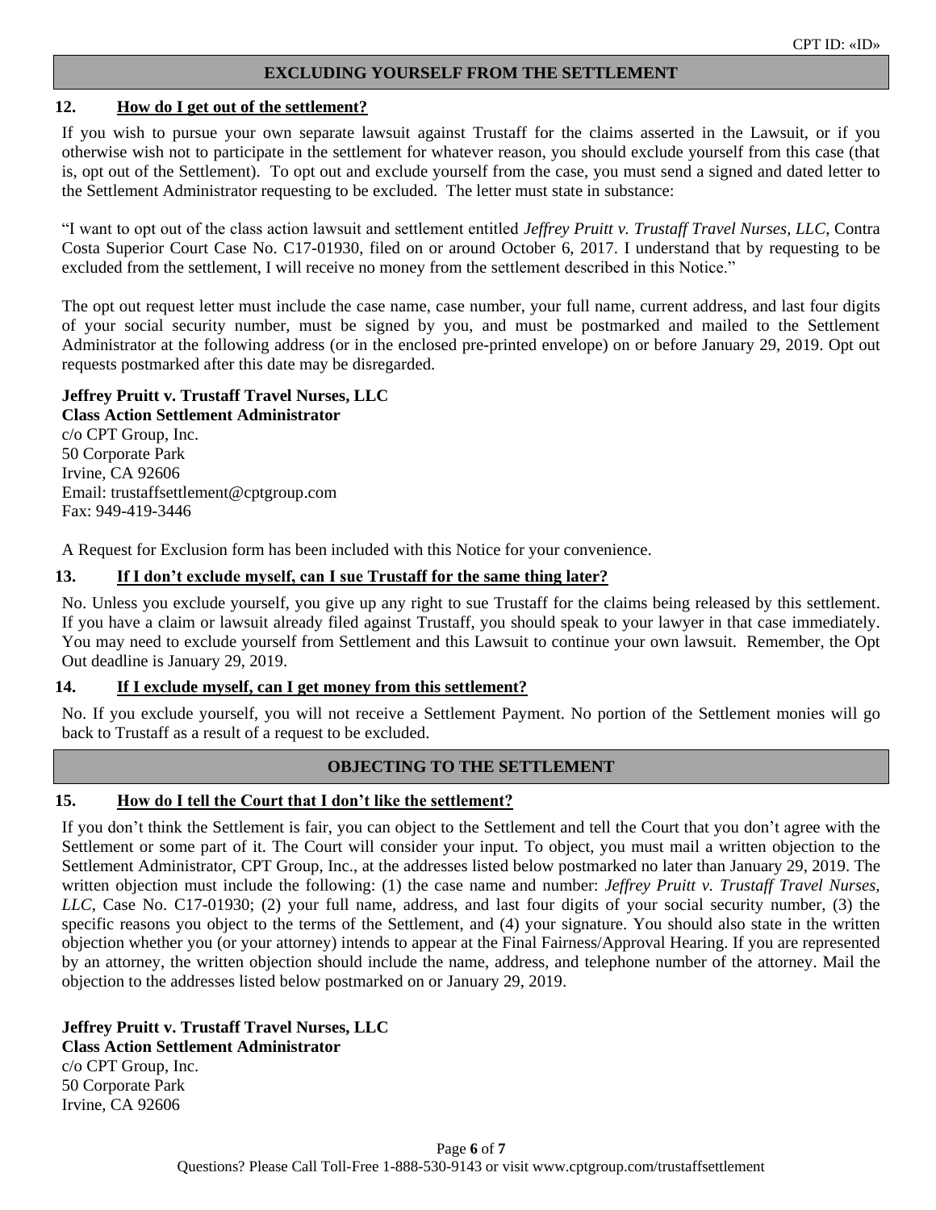CPT ID: «ID»

## EXCLUDING YOURSELF FROM THE SETTLEMENT

### 12. How do I get out of the settlement?

If you wish to pursue your own separate lawsuit against Trustaff for the claims asserted in the Lawsuit, or if you otherwise wish not to participate in the settlement for whatever reason, you should exclude yourself from this case (that is, opt out of the Settlement). To opt out and exclude yourself from the case, you must send a signed and dated letter to the Settlement Administrator requesting to be excluded. The letter must state in substance:

"I want to opt out of the class action lawsuit and settlement entitled *Jeffrey Pruitt v. Trustaff Travel Nurses, LLC*, Contra Costa Superior Court Case No. C17-01930, filed on or around October 6, 2017. I understand that by requesting to be excluded from the settlement, I will receive no money from the settlement described in this Notice."

The opt out request letter must include the case name, case number, your full name, current address, and last four digits of your social security number, must be signed by you, and must be postmarked and mailed to the Settlement Administrator at the following address (or in the enclosed pre-printed envelope) on or before January 29, 2019. Opt out requests postmarked after this date may be disregarded.

**Jeffrey Pruitt v. Trustaff Travel Nurses, LLC**
**Class Action Settlement Administrator**
c/o CPT Group, Inc.
50 Corporate Park
Irvine, CA 92606
Email: trustaffsettlement@cptgroup.com
Fax: 949-419-3446

A Request for Exclusion form has been included with this Notice for your convenience.

### 13. If I don't exclude myself, can I sue Trustaff for the same thing later?

No. Unless you exclude yourself, you give up any right to sue Trustaff for the claims being released by this settlement. If you have a claim or lawsuit already filed against Trustaff, you should speak to your lawyer in that case immediately. You may need to exclude yourself from Settlement and this Lawsuit to continue your own lawsuit. Remember, the Opt Out deadline is January 29, 2019.

### 14. If I exclude myself, can I get money from this settlement?

No. If you exclude yourself, you will not receive a Settlement Payment. No portion of the Settlement monies will go back to Trustaff as a result of a request to be excluded.

## OBJECTING TO THE SETTLEMENT

### 15. How do I tell the Court that I don't like the settlement?

If you don't think the Settlement is fair, you can object to the Settlement and tell the Court that you don't agree with the Settlement or some part of it. The Court will consider your input. To object, you must mail a written objection to the Settlement Administrator, CPT Group, Inc., at the addresses listed below postmarked no later than January 29, 2019. The written objection must include the following: (1) the case name and number: *Jeffrey Pruitt v. Trustaff Travel Nurses, LLC*, Case No. C17-01930; (2) your full name, address, and last four digits of your social security number, (3) the specific reasons you object to the terms of the Settlement, and (4) your signature. You should also state in the written objection whether you (or your attorney) intends to appear at the Final Fairness/Approval Hearing. If you are represented by an attorney, the written objection should include the name, address, and telephone number of the attorney. Mail the objection to the addresses listed below postmarked on or January 29, 2019.

**Jeffrey Pruitt v. Trustaff Travel Nurses, LLC**
**Class Action Settlement Administrator**
c/o CPT Group, Inc.
50 Corporate Park
Irvine, CA 92606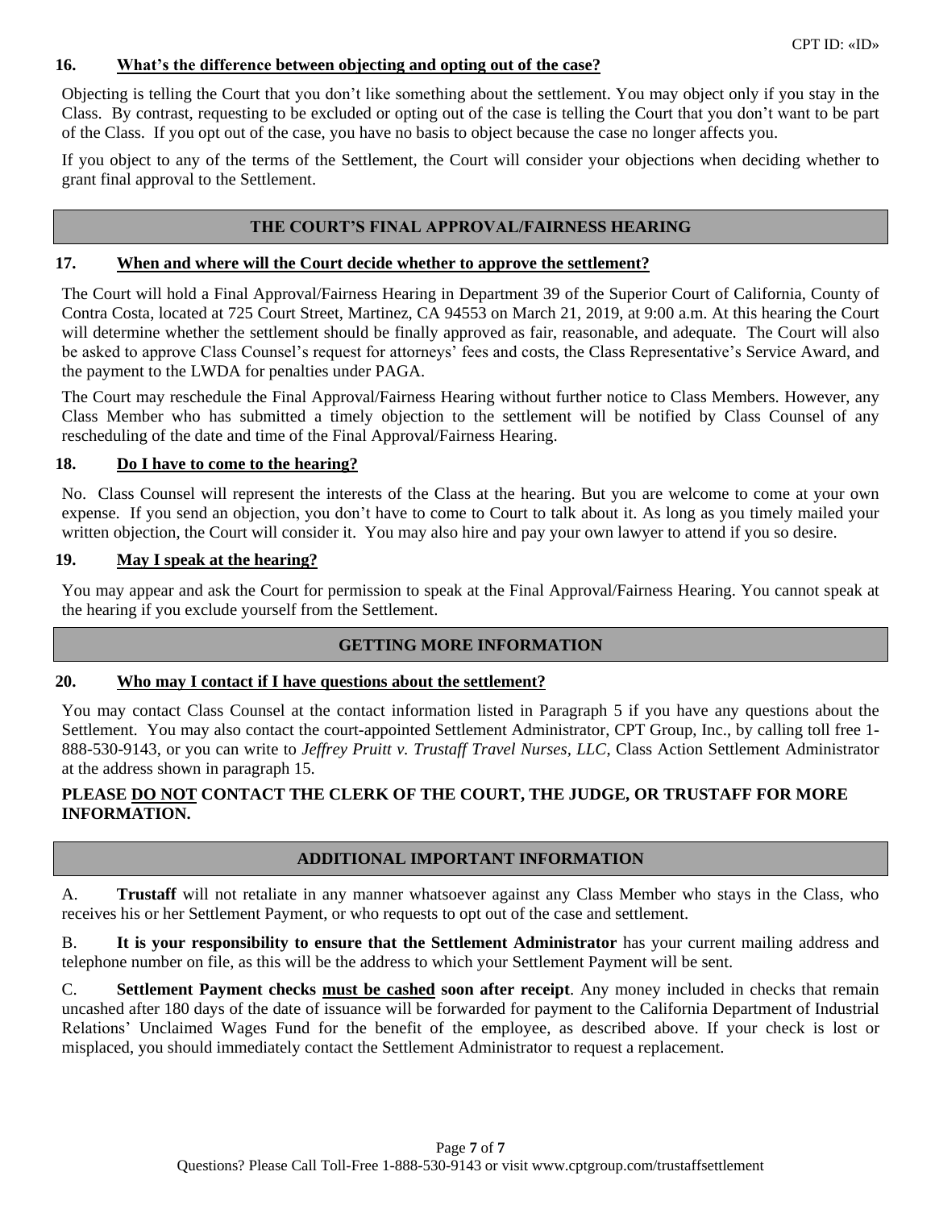CPT ID: «ID»

### 16. What's the difference between objecting and opting out of the case?

Objecting is telling the Court that you don't like something about the settlement. You may object only if you stay in the Class. By contrast, requesting to be excluded or opting out of the case is telling the Court that you don't want to be part of the Class. If you opt out of the case, you have no basis to object because the case no longer affects you.

If you object to any of the terms of the Settlement, the Court will consider your objections when deciding whether to grant final approval to the Settlement.

## THE COURT'S FINAL APPROVAL/FAIRNESS HEARING

### 17. When and where will the Court decide whether to approve the settlement?

The Court will hold a Final Approval/Fairness Hearing in Department 39 of the Superior Court of California, County of Contra Costa, located at 725 Court Street, Martinez, CA 94553 on March 21, 2019, at 9:00 a.m. At this hearing the Court will determine whether the settlement should be finally approved as fair, reasonable, and adequate. The Court will also be asked to approve Class Counsel's request for attorneys' fees and costs, the Class Representative's Service Award, and the payment to the LWDA for penalties under PAGA.

The Court may reschedule the Final Approval/Fairness Hearing without further notice to Class Members. However, any Class Member who has submitted a timely objection to the settlement will be notified by Class Counsel of any rescheduling of the date and time of the Final Approval/Fairness Hearing.

### 18. Do I have to come to the hearing?

No. Class Counsel will represent the interests of the Class at the hearing. But you are welcome to come at your own expense. If you send an objection, you don't have to come to Court to talk about it. As long as you timely mailed your written objection, the Court will consider it. You may also hire and pay your own lawyer to attend if you so desire.

### 19. May I speak at the hearing?

You may appear and ask the Court for permission to speak at the Final Approval/Fairness Hearing. You cannot speak at the hearing if you exclude yourself from the Settlement.

## GETTING MORE INFORMATION

### 20. Who may I contact if I have questions about the settlement?

You may contact Class Counsel at the contact information listed in Paragraph 5 if you have any questions about the Settlement. You may also contact the court-appointed Settlement Administrator, CPT Group, Inc., by calling toll free 1-888-530-9143, or you can write to *Jeffrey Pruitt v. Trustaff Travel Nurses, LLC*, Class Action Settlement Administrator at the address shown in paragraph 15.

**PLEASE DO NOT CONTACT THE CLERK OF THE COURT, THE JUDGE, OR TRUSTAFF FOR MORE INFORMATION.**

## ADDITIONAL IMPORTANT INFORMATION

A. **Trustaff** will not retaliate in any manner whatsoever against any Class Member who stays in the Class, who receives his or her Settlement Payment, or who requests to opt out of the case and settlement.

B. **It is your responsibility to ensure that the Settlement Administrator** has your current mailing address and telephone number on file, as this will be the address to which your Settlement Payment will be sent.

C. **Settlement Payment checks must be cashed soon after receipt**. Any money included in checks that remain uncashed after 180 days of the date of issuance will be forwarded for payment to the California Department of Industrial Relations' Unclaimed Wages Fund for the benefit of the employee, as described above. If your check is lost or misplaced, you should immediately contact the Settlement Administrator to request a replacement.

Questions? Please Call Toll-Free 1-888-530-9143 or visit www.cptgroup.com/trustaffsettlement